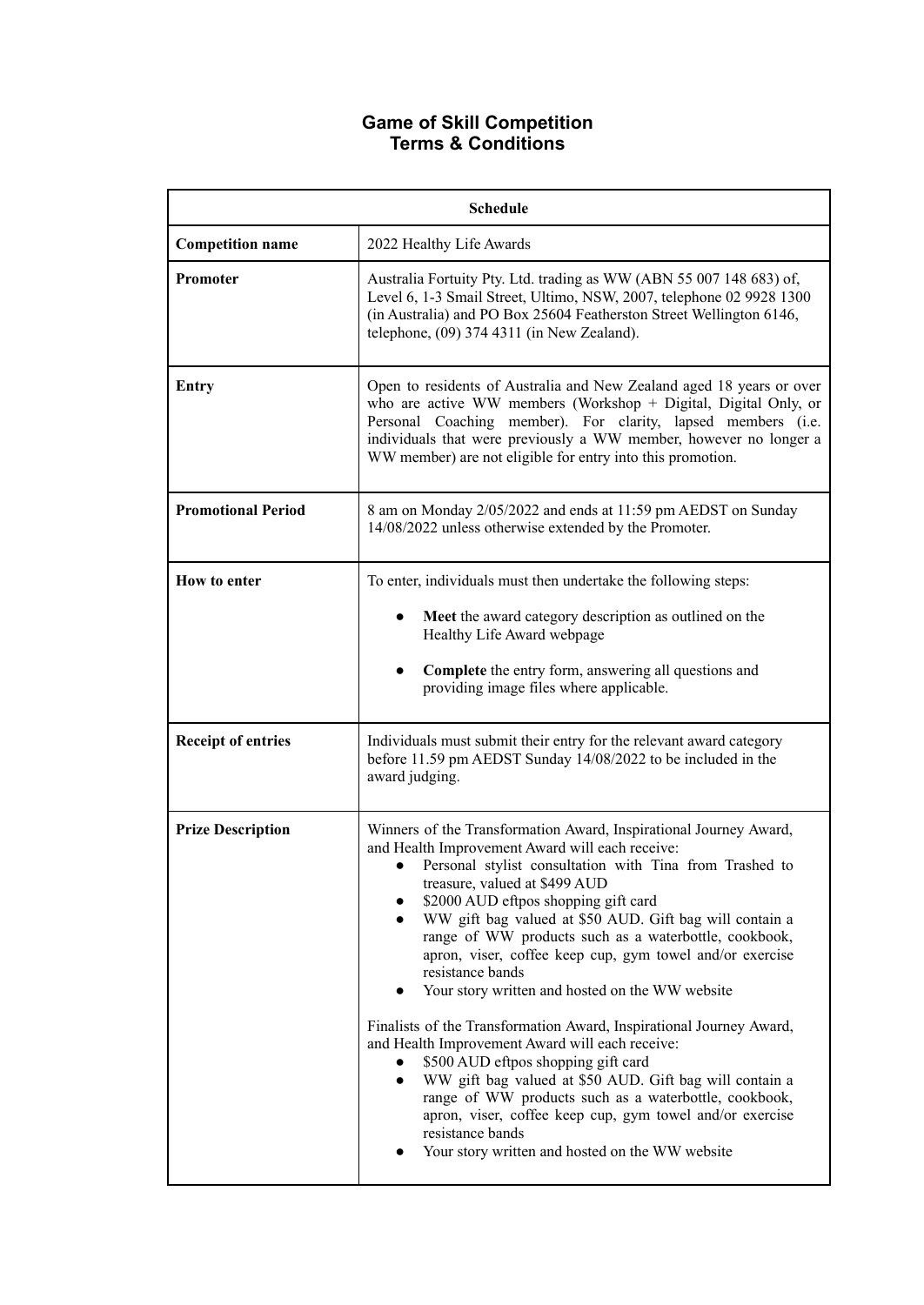# Game of Skill Competition
# Terms & Conditions

| Schedule | |
|---|---|
| **Competition name** | 2022 Healthy Life Awards |
| **Promoter** | Australia Fortuity Pty. Ltd. trading as WW (ABN 55 007 148 683) of, Level 6, 1-3 Smail Street, Ultimo, NSW, 2007, telephone 02 9928 1300 (in Australia) and PO Box 25604 Featherston Street Wellington 6146, telephone, (09) 374 4311 (in New Zealand). |
| **Entry** | Open to residents of Australia and New Zealand aged 18 years or over who are active WW members (Workshop + Digital, Digital Only, or Personal Coaching member). For clarity, lapsed members (i.e. individuals that were previously a WW member, however no longer a WW member) are not eligible for entry into this promotion. |
| **Promotional Period** | 8 am on Monday 2/05/2022 and ends at 11:59 pm AEDST on Sunday 14/08/2022 unless otherwise extended by the Promoter. |
| **How to enter** | To enter, individuals must then undertake the following steps:<br>● **Meet** the award category description as outlined on the Healthy Life Award webpage<br>● **Complete** the entry form, answering all questions and providing image files where applicable. |
| **Receipt of entries** | Individuals must submit their entry for the relevant award category before 11.59 pm AEDST Sunday 14/08/2022 to be included in the award judging. |
| **Prize Description** | Winners of the Transformation Award, Inspirational Journey Award, and Health Improvement Award will each receive:<br>● Personal stylist consultation with Tina from Trashed to treasure, valued at $499 AUD<br>● $2000 AUD eftpos shopping gift card<br>● WW gift bag valued at $50 AUD. Gift bag will contain a range of WW products such as a waterbottle, cookbook, apron, viser, coffee keep cup, gym towel and/or exercise resistance bands<br>● Your story written and hosted on the WW website<br><br>Finalists of the Transformation Award, Inspirational Journey Award, and Health Improvement Award will each receive:<br>● $500 AUD eftpos shopping gift card<br>● WW gift bag valued at $50 AUD. Gift bag will contain a range of WW products such as a waterbottle, cookbook, apron, viser, coffee keep cup, gym towel and/or exercise resistance bands<br>● Your story written and hosted on the WW website |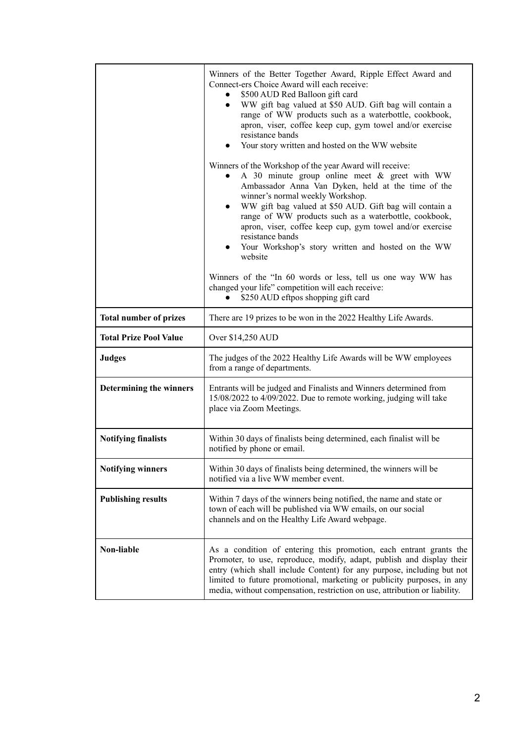| | |
|---|---|
| | Winners of the Better Together Award, Ripple Effect Award and Connect-ers Choice Award will each receive: <br>• $500 AUD Red Balloon gift card <br>• WW gift bag valued at $50 AUD. Gift bag will contain a range of WW products such as a waterbottle, cookbook, apron, viser, coffee keep cup, gym towel and/or exercise resistance bands <br>• Your story written and hosted on the WW website <br><br>Winners of the Workshop of the year Award will receive: <br>• A 30 minute group online meet & greet with WW Ambassador Anna Van Dyken, held at the time of the winner's normal weekly Workshop. <br>• WW gift bag valued at $50 AUD. Gift bag will contain a range of WW products such as a waterbottle, cookbook, apron, viser, coffee keep cup, gym towel and/or exercise resistance bands <br>• Your Workshop's story written and hosted on the WW website <br><br>Winners of the "In 60 words or less, tell us one way WW has changed your life" competition will each receive: <br>• $250 AUD eftpos shopping gift card |
| **Total number of prizes** | There are 19 prizes to be won in the 2022 Healthy Life Awards. |
| **Total Prize Pool Value** | Over $14,250 AUD |
| **Judges** | The judges of the 2022 Healthy Life Awards will be WW employees from a range of departments. |
| **Determining the winners** | Entrants will be judged and Finalists and Winners determined from 15/08/2022 to 4/09/2022. Due to remote working, judging will take place via Zoom Meetings. |
| **Notifying finalists** | Within 30 days of finalists being determined, each finalist will be notified by phone or email. |
| **Notifying winners** | Within 30 days of finalists being determined, the winners will be notified via a live WW member event. |
| **Publishing results** | Within 7 days of the winners being notified, the name and state or town of each will be published via WW emails, on our social channels and on the Healthy Life Award webpage. |
| **Non-liable** | As a condition of entering this promotion, each entrant grants the Promoter, to use, reproduce, modify, adapt, publish and display their entry (which shall include Content) for any purpose, including but not limited to future promotional, marketing or publicity purposes, in any media, without compensation, restriction on use, attribution or liability. |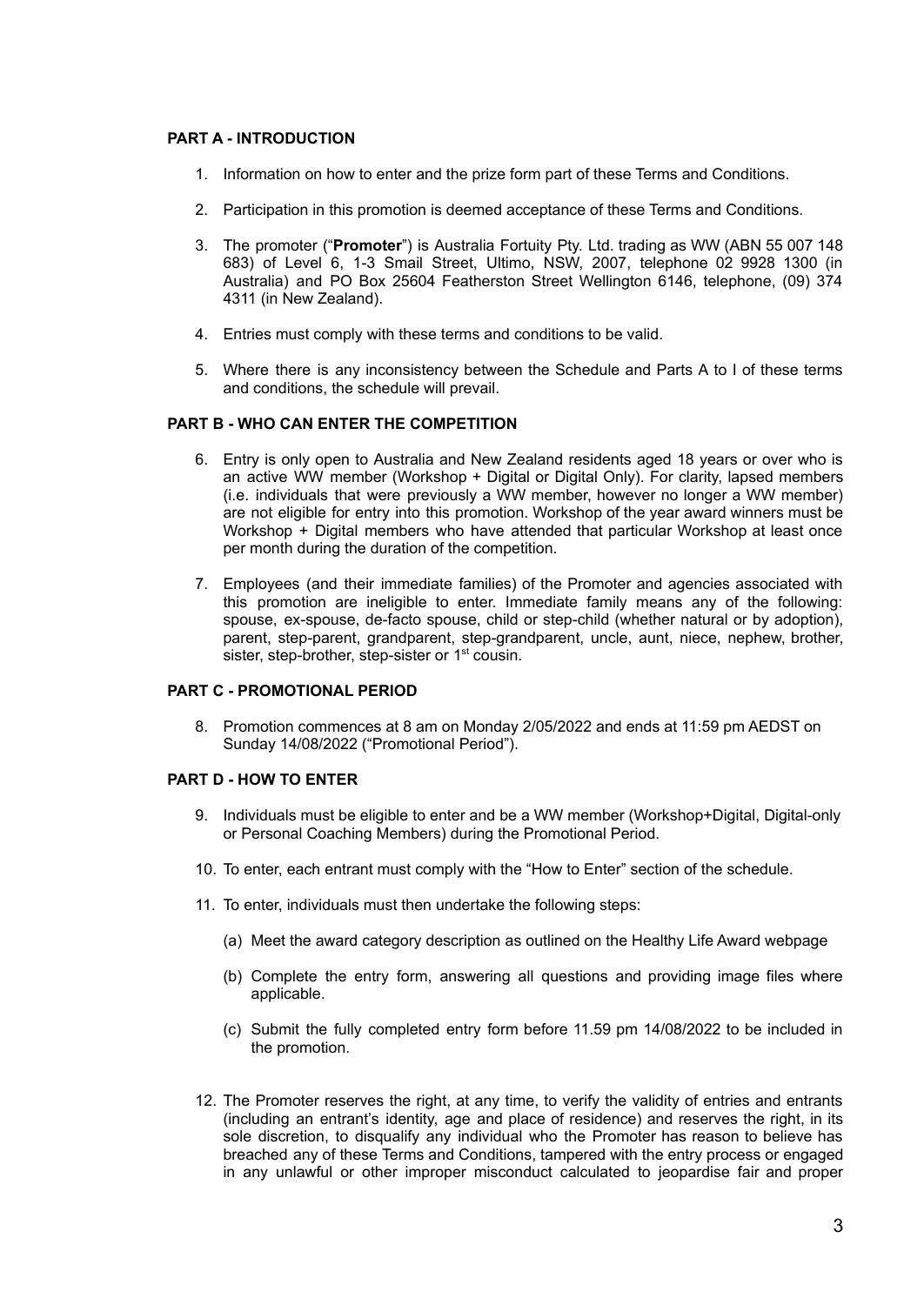**PART A - INTRODUCTION**

1. Information on how to enter and the prize form part of these Terms and Conditions.

2. Participation in this promotion is deemed acceptance of these Terms and Conditions.

3. The promoter ("**Promoter**") is Australia Fortuity Pty. Ltd. trading as WW (ABN 55 007 148 683) of Level 6, 1-3 Smail Street, Ultimo, NSW, 2007, telephone 02 9928 1300 (in Australia) and PO Box 25604 Featherston Street Wellington 6146, telephone, (09) 374 4311 (in New Zealand).

4. Entries must comply with these terms and conditions to be valid.

5. Where there is any inconsistency between the Schedule and Parts A to I of these terms and conditions, the schedule will prevail.

**PART B - WHO CAN ENTER THE COMPETITION**

6. Entry is only open to Australia and New Zealand residents aged 18 years or over who is an active WW member (Workshop + Digital or Digital Only). For clarity, lapsed members (i.e. individuals that were previously a WW member, however no longer a WW member) are not eligible for entry into this promotion. Workshop of the year award winners must be Workshop + Digital members who have attended that particular Workshop at least once per month during the duration of the competition.

7. Employees (and their immediate families) of the Promoter and agencies associated with this promotion are ineligible to enter. Immediate family means any of the following: spouse, ex-spouse, de-facto spouse, child or step-child (whether natural or by adoption), parent, step-parent, grandparent, step-grandparent, uncle, aunt, niece, nephew, brother, sister, step-brother, step-sister or 1st cousin.

**PART C - PROMOTIONAL PERIOD**

8. Promotion commences at 8 am on Monday 2/05/2022 and ends at 11:59 pm AEDST on Sunday 14/08/2022 ("Promotional Period").

**PART D - HOW TO ENTER**

9. Individuals must be eligible to enter and be a WW member (Workshop+Digital, Digital-only or Personal Coaching Members) during the Promotional Period.

10. To enter, each entrant must comply with the "How to Enter" section of the schedule.

11. To enter, individuals must then undertake the following steps:

    (a) Meet the award category description as outlined on the Healthy Life Award webpage

    (b) Complete the entry form, answering all questions and providing image files where applicable.

    (c) Submit the fully completed entry form before 11.59 pm 14/08/2022 to be included in the promotion.

12. The Promoter reserves the right, at any time, to verify the validity of entries and entrants (including an entrant's identity, age and place of residence) and reserves the right, in its sole discretion, to disqualify any individual who the Promoter has reason to believe has breached any of these Terms and Conditions, tampered with the entry process or engaged in any unlawful or other improper misconduct calculated to jeopardise fair and proper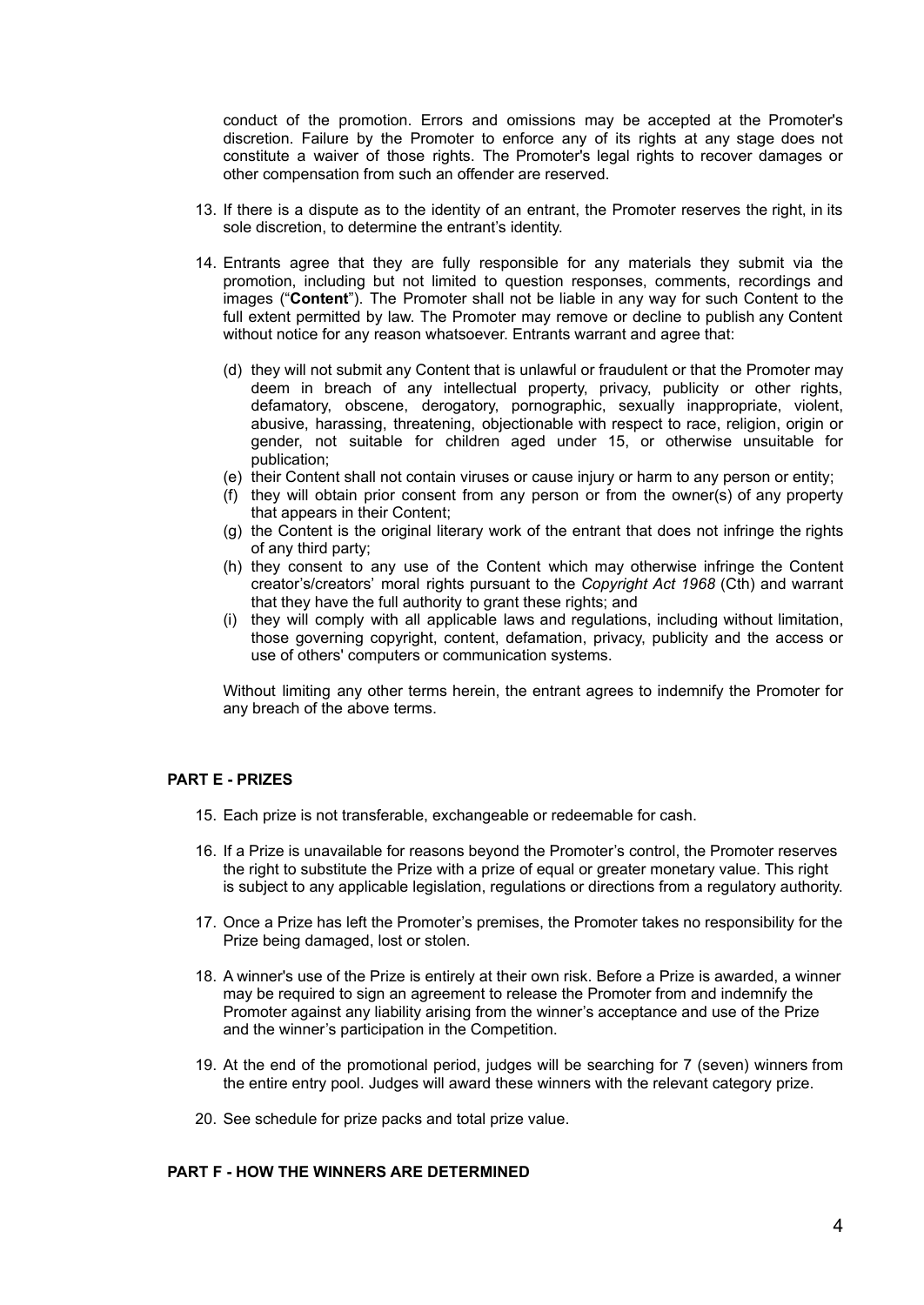conduct of the promotion. Errors and omissions may be accepted at the Promoter's discretion. Failure by the Promoter to enforce any of its rights at any stage does not constitute a waiver of those rights. The Promoter's legal rights to recover damages or other compensation from such an offender are reserved.

13. If there is a dispute as to the identity of an entrant, the Promoter reserves the right, in its sole discretion, to determine the entrant's identity.

14. Entrants agree that they are fully responsible for any materials they submit via the promotion, including but not limited to question responses, comments, recordings and images ("**Content**"). The Promoter shall not be liable in any way for such Content to the full extent permitted by law. The Promoter may remove or decline to publish any Content without notice for any reason whatsoever. Entrants warrant and agree that:

    (d) they will not submit any Content that is unlawful or fraudulent or that the Promoter may deem in breach of any intellectual property, privacy, publicity or other rights, defamatory, obscene, derogatory, pornographic, sexually inappropriate, violent, abusive, harassing, threatening, objectionable with respect to race, religion, origin or gender, not suitable for children aged under 15, or otherwise unsuitable for publication;
    (e) their Content shall not contain viruses or cause injury or harm to any person or entity;
    (f) they will obtain prior consent from any person or from the owner(s) of any property that appears in their Content;
    (g) the Content is the original literary work of the entrant that does not infringe the rights of any third party;
    (h) they consent to any use of the Content which may otherwise infringe the Content creator's/creators' moral rights pursuant to the *Copyright Act 1968* (Cth) and warrant that they have the full authority to grant these rights; and
    (i) they will comply with all applicable laws and regulations, including without limitation, those governing copyright, content, defamation, privacy, publicity and the access or use of others' computers or communication systems.

    Without limiting any other terms herein, the entrant agrees to indemnify the Promoter for any breach of the above terms.

**PART E - PRIZES**

15. Each prize is not transferable, exchangeable or redeemable for cash.

16. If a Prize is unavailable for reasons beyond the Promoter's control, the Promoter reserves the right to substitute the Prize with a prize of equal or greater monetary value. This right is subject to any applicable legislation, regulations or directions from a regulatory authority.

17. Once a Prize has left the Promoter's premises, the Promoter takes no responsibility for the Prize being damaged, lost or stolen.

18. A winner's use of the Prize is entirely at their own risk. Before a Prize is awarded, a winner may be required to sign an agreement to release the Promoter from and indemnify the Promoter against any liability arising from the winner's acceptance and use of the Prize and the winner's participation in the Competition.

19. At the end of the promotional period, judges will be searching for 7 (seven) winners from the entire entry pool. Judges will award these winners with the relevant category prize.

20. See schedule for prize packs and total prize value.

**PART F - HOW THE WINNERS ARE DETERMINED**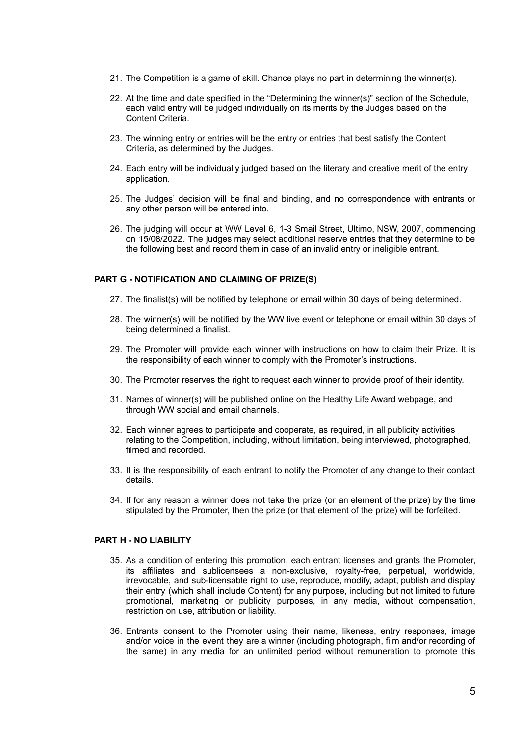21. The Competition is a game of skill. Chance plays no part in determining the winner(s).

22. At the time and date specified in the "Determining the winner(s)" section of the Schedule, each valid entry will be judged individually on its merits by the Judges based on the Content Criteria.

23. The winning entry or entries will be the entry or entries that best satisfy the Content Criteria, as determined by the Judges.

24. Each entry will be individually judged based on the literary and creative merit of the entry application.

25. The Judges' decision will be final and binding, and no correspondence with entrants or any other person will be entered into.

26. The judging will occur at WW Level 6, 1-3 Smail Street, Ultimo, NSW, 2007, commencing on 15/08/2022. The judges may select additional reserve entries that they determine to be the following best and record them in case of an invalid entry or ineligible entrant.

### PART G - NOTIFICATION AND CLAIMING OF PRIZE(S)

27. The finalist(s) will be notified by telephone or email within 30 days of being determined.

28. The winner(s) will be notified by the WW live event or telephone or email within 30 days of being determined a finalist.

29. The Promoter will provide each winner with instructions on how to claim their Prize. It is the responsibility of each winner to comply with the Promoter's instructions.

30. The Promoter reserves the right to request each winner to provide proof of their identity.

31. Names of winner(s) will be published online on the Healthy Life Award webpage, and through WW social and email channels.

32. Each winner agrees to participate and cooperate, as required, in all publicity activities relating to the Competition, including, without limitation, being interviewed, photographed, filmed and recorded.

33. It is the responsibility of each entrant to notify the Promoter of any change to their contact details.

34. If for any reason a winner does not take the prize (or an element of the prize) by the time stipulated by the Promoter, then the prize (or that element of the prize) will be forfeited.

### PART H - NO LIABILITY

35. As a condition of entering this promotion, each entrant licenses and grants the Promoter, its affiliates and sublicensees a non-exclusive, royalty-free, perpetual, worldwide, irrevocable, and sub-licensable right to use, reproduce, modify, adapt, publish and display their entry (which shall include Content) for any purpose, including but not limited to future promotional, marketing or publicity purposes, in any media, without compensation, restriction on use, attribution or liability.

36. Entrants consent to the Promoter using their name, likeness, entry responses, image and/or voice in the event they are a winner (including photograph, film and/or recording of the same) in any media for an unlimited period without remuneration to promote this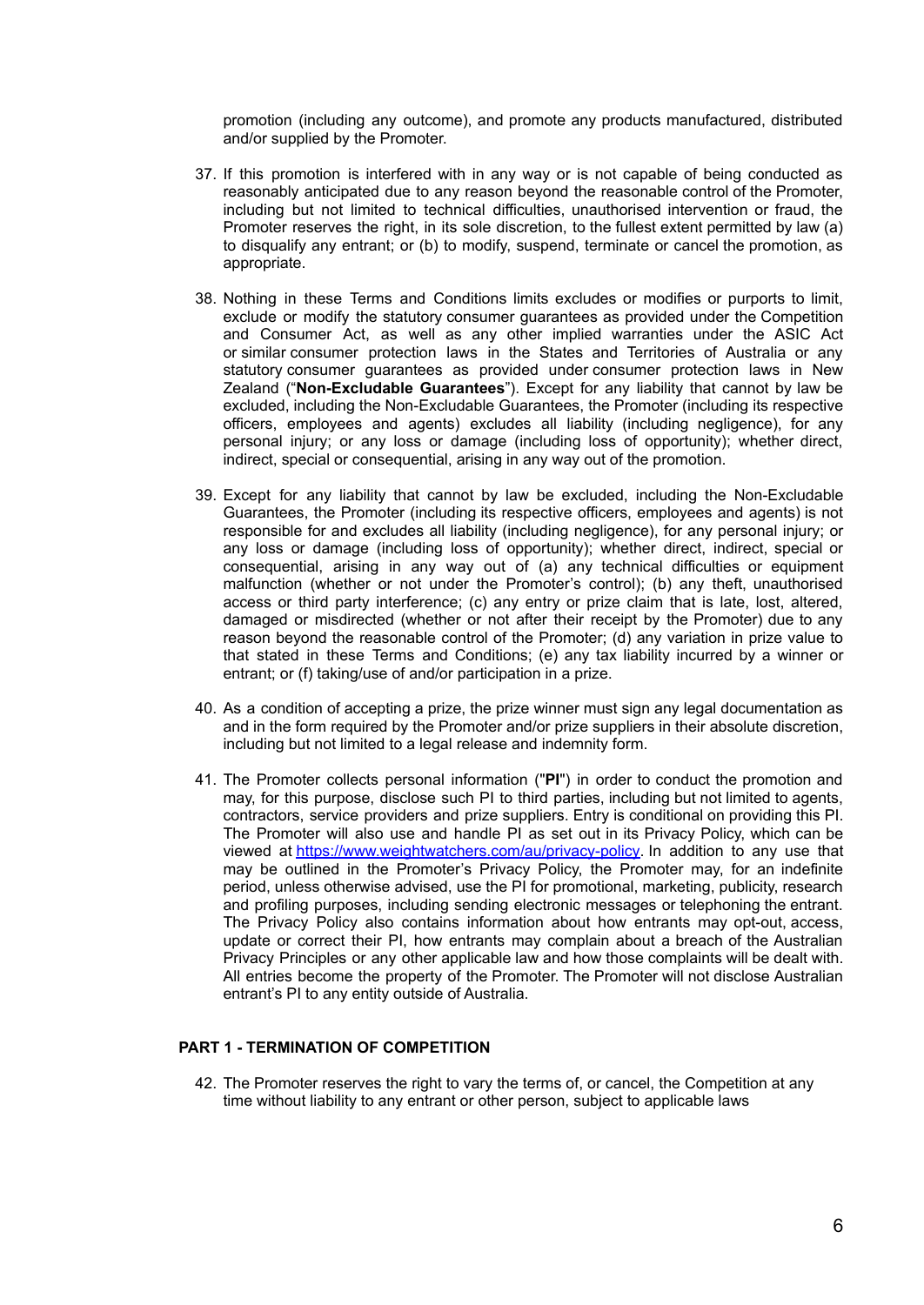promotion (including any outcome), and promote any products manufactured, distributed and/or supplied by the Promoter.

37. If this promotion is interfered with in any way or is not capable of being conducted as reasonably anticipated due to any reason beyond the reasonable control of the Promoter, including but not limited to technical difficulties, unauthorised intervention or fraud, the Promoter reserves the right, in its sole discretion, to the fullest extent permitted by law (a) to disqualify any entrant; or (b) to modify, suspend, terminate or cancel the promotion, as appropriate.

38. Nothing in these Terms and Conditions limits excludes or modifies or purports to limit, exclude or modify the statutory consumer guarantees as provided under the Competition and Consumer Act, as well as any other implied warranties under the ASIC Act or similar consumer protection laws in the States and Territories of Australia or any statutory consumer guarantees as provided under consumer protection laws in New Zealand ("**Non-Excludable Guarantees**"). Except for any liability that cannot by law be excluded, including the Non-Excludable Guarantees, the Promoter (including its respective officers, employees and agents) excludes all liability (including negligence), for any personal injury; or any loss or damage (including loss of opportunity); whether direct, indirect, special or consequential, arising in any way out of the promotion.

39. Except for any liability that cannot by law be excluded, including the Non-Excludable Guarantees, the Promoter (including its respective officers, employees and agents) is not responsible for and excludes all liability (including negligence), for any personal injury; or any loss or damage (including loss of opportunity); whether direct, indirect, special or consequential, arising in any way out of (a) any technical difficulties or equipment malfunction (whether or not under the Promoter's control); (b) any theft, unauthorised access or third party interference; (c) any entry or prize claim that is late, lost, altered, damaged or misdirected (whether or not after their receipt by the Promoter) due to any reason beyond the reasonable control of the Promoter; (d) any variation in prize value to that stated in these Terms and Conditions; (e) any tax liability incurred by a winner or entrant; or (f) taking/use of and/or participation in a prize.

40. As a condition of accepting a prize, the prize winner must sign any legal documentation as and in the form required by the Promoter and/or prize suppliers in their absolute discretion, including but not limited to a legal release and indemnity form.

41. The Promoter collects personal information ("**PI**") in order to conduct the promotion and may, for this purpose, disclose such PI to third parties, including but not limited to agents, contractors, service providers and prize suppliers. Entry is conditional on providing this PI. The Promoter will also use and handle PI as set out in its Privacy Policy, which can be viewed at [https://www.weightwatchers.com/au/privacy-policy](https://www.weightwatchers.com/au/privacy-policy). In addition to any use that may be outlined in the Promoter's Privacy Policy, the Promoter may, for an indefinite period, unless otherwise advised, use the PI for promotional, marketing, publicity, research and profiling purposes, including sending electronic messages or telephoning the entrant. The Privacy Policy also contains information about how entrants may opt-out, access, update or correct their PI, how entrants may complain about a breach of the Australian Privacy Principles or any other applicable law and how those complaints will be dealt with. All entries become the property of the Promoter. The Promoter will not disclose Australian entrant's PI to any entity outside of Australia.

### PART 1 - TERMINATION OF COMPETITION

42. The Promoter reserves the right to vary the terms of, or cancel, the Competition at any time without liability to any entrant or other person, subject to applicable laws